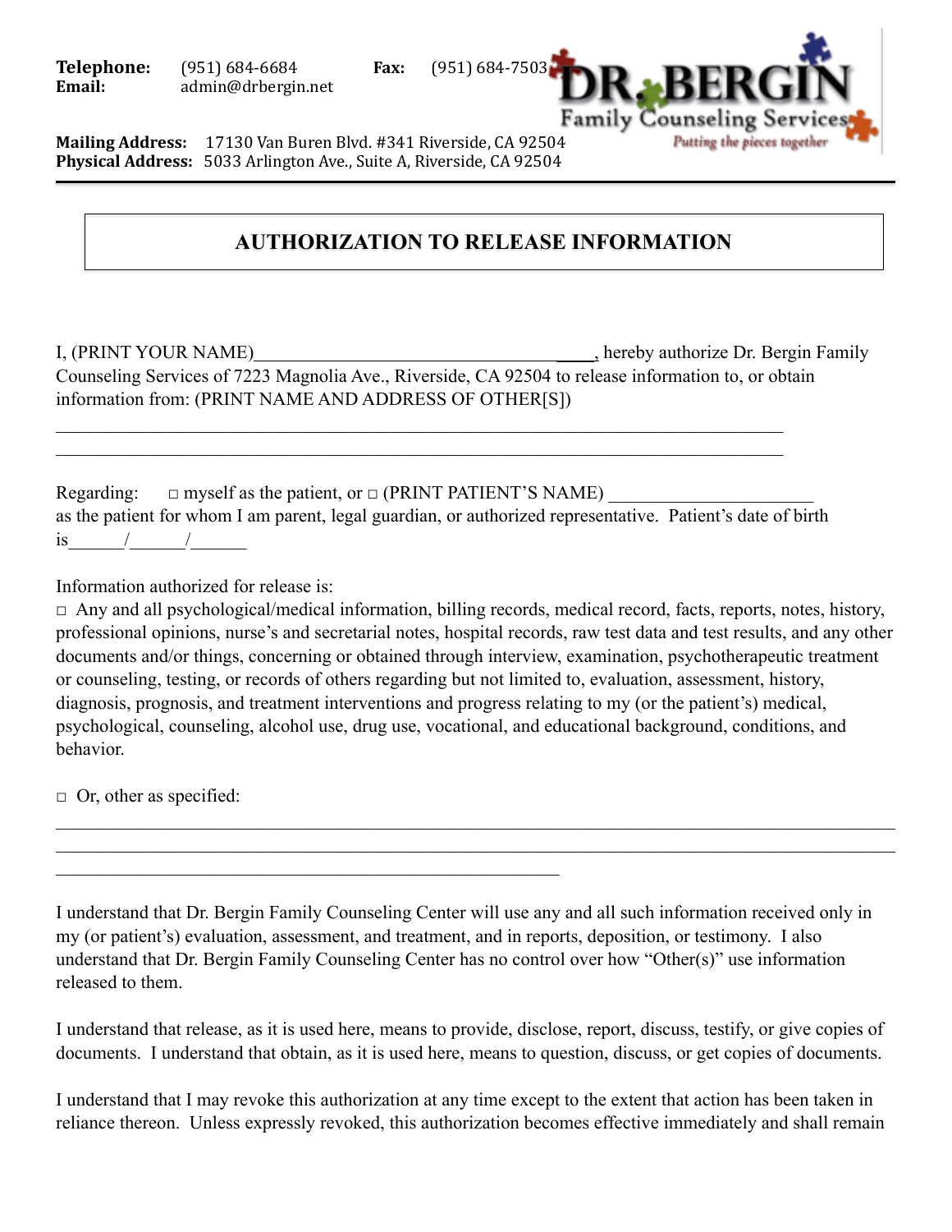**Telephone:** (951) 684-6684 **Fax:** (951) 684-7503
**Email:** admin@drbergin.net

**Mailing Address:** 17130 Van Buren Blvd. #341 Riverside, CA 92504
**Physical Address:** 5033 Arlington Ave., Suite A, Riverside, CA 92504

DR. BERGIN
Family Counseling Services
*Putting the pieces together*

# AUTHORIZATION TO RELEASE INFORMATION

I, (PRINT YOUR NAME)________________________________________, hereby authorize Dr. Bergin Family Counseling Services of 7223 Magnolia Ave., Riverside, CA 92504 to release information to, or obtain information from: (PRINT NAME AND ADDRESS OF OTHER[S])

_______________________________________________________________________________

_______________________________________________________________________________

Regarding: □ myself as the patient, or □ (PRINT PATIENT'S NAME) ______________________ as the patient for whom I am parent, legal guardian, or authorized representative. Patient's date of birth is______/______/______

Information authorized for release is:

□ Any and all psychological/medical information, billing records, medical record, facts, reports, notes, history, professional opinions, nurse's and secretarial notes, hospital records, raw test data and test results, and any other documents and/or things, concerning or obtained through interview, examination, psychotherapeutic treatment or counseling, testing, or records of others regarding but not limited to, evaluation, assessment, history, diagnosis, prognosis, and treatment interventions and progress relating to my (or the patient's) medical, psychological, counseling, alcohol use, drug use, vocational, and educational background, conditions, and behavior.

□ Or, other as specified:

_______________________________________________________________________________

_______________________________________________________________________________

_______________________________________________________

I understand that Dr. Bergin Family Counseling Center will use any and all such information received only in my (or patient's) evaluation, assessment, and treatment, and in reports, deposition, or testimony. I also understand that Dr. Bergin Family Counseling Center has no control over how "Other(s)" use information released to them.

I understand that release, as it is used here, means to provide, disclose, report, discuss, testify, or give copies of documents. I understand that obtain, as it is used here, means to question, discuss, or get copies of documents.

I understand that I may revoke this authorization at any time except to the extent that action has been taken in reliance thereon. Unless expressly revoked, this authorization becomes effective immediately and shall remain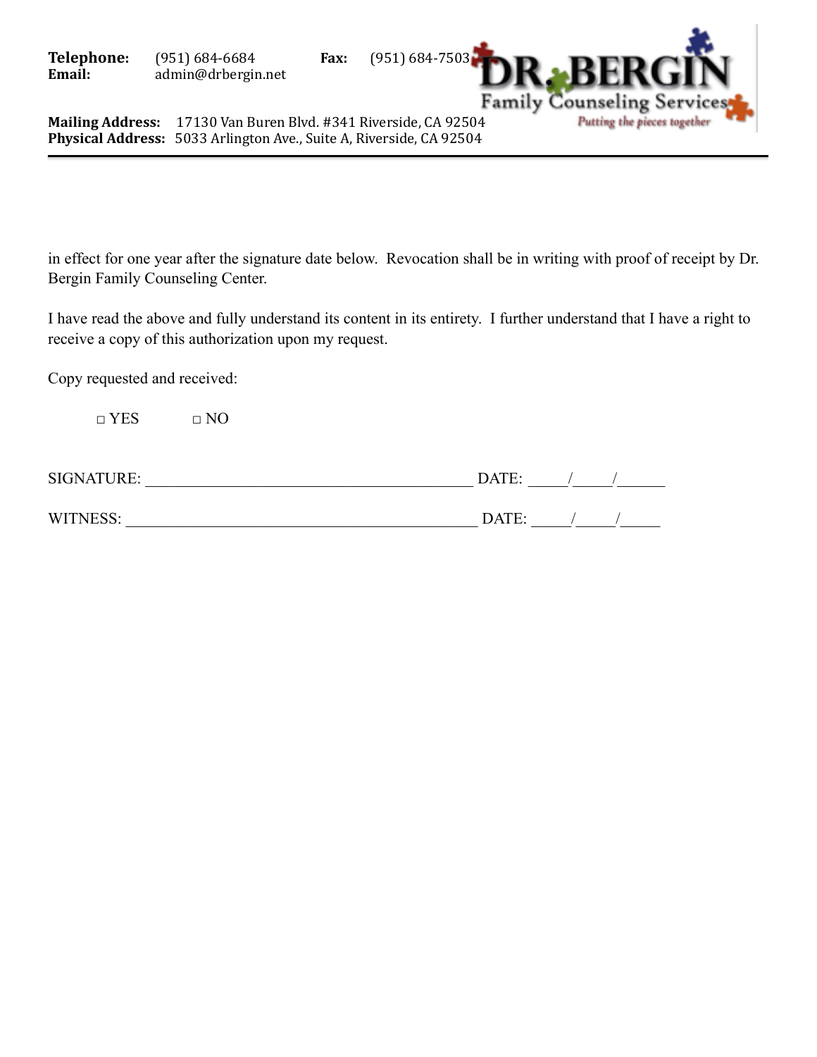**Telephone:** (951) 684-6684 **Fax:** (951) 684-7503
**Email:** admin@drbergin.net

**Mailing Address:** 17130 Van Buren Blvd. #341 Riverside, CA 92504
**Physical Address:** 5033 Arlington Ave., Suite A, Riverside, CA 92504

DR. BERGIN Family Counseling Services
*Putting the pieces together*

---

in effect for one year after the signature date below. Revocation shall be in writing with proof of receipt by Dr. Bergin Family Counseling Center.

I have read the above and fully understand its content in its entirety. I further understand that I have a right to receive a copy of this authorization upon my request.

Copy requested and received:

□ YES □ NO

SIGNATURE: ________________________________________ DATE: _____/_____/______

WITNESS: ___________________________________________ DATE: _____/_____/_____